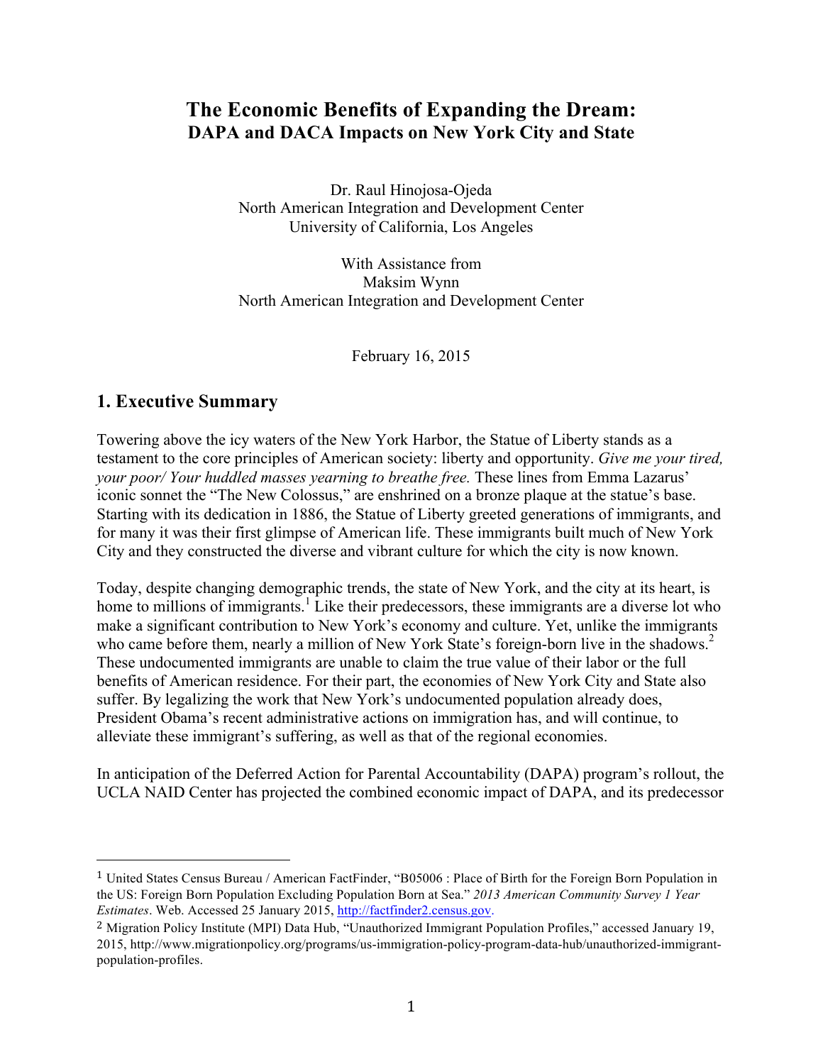# The Economic Benefits of Expanding the Dream:
## DAPA and DACA Impacts on New York City and State

Dr. Raul Hinojosa-Ojeda
North American Integration and Development Center
University of California, Los Angeles

With Assistance from
Maksim Wynn
North American Integration and Development Center

February 16, 2015

## 1. Executive Summary

Towering above the icy waters of the New York Harbor, the Statue of Liberty stands as a testament to the core principles of American society: liberty and opportunity. *Give me your tired, your poor/ Your huddled masses yearning to breathe free.* These lines from Emma Lazarus' iconic sonnet the "The New Colossus," are enshrined on a bronze plaque at the statue's base. Starting with its dedication in 1886, the Statue of Liberty greeted generations of immigrants, and for many it was their first glimpse of American life. These immigrants built much of New York City and they constructed the diverse and vibrant culture for which the city is now known.

Today, despite changing demographic trends, the state of New York, and the city at its heart, is home to millions of immigrants.[1] Like their predecessors, these immigrants are a diverse lot who make a significant contribution to New York's economy and culture. Yet, unlike the immigrants who came before them, nearly a million of New York State's foreign-born live in the shadows.[2] These undocumented immigrants are unable to claim the true value of their labor or the full benefits of American residence. For their part, the economies of New York City and State also suffer. By legalizing the work that New York's undocumented population already does, President Obama's recent administrative actions on immigration has, and will continue, to alleviate these immigrant's suffering, as well as that of the regional economies.

In anticipation of the Deferred Action for Parental Accountability (DAPA) program's rollout, the UCLA NAID Center has projected the combined economic impact of DAPA, and its predecessor

---

[1] United States Census Bureau / American FactFinder, "B05006 : Place of Birth for the Foreign Born Population in the US: Foreign Born Population Excluding Population Born at Sea." *2013 American Community Survey 1 Year Estimates*. Web. Accessed 25 January 2015, http://factfinder2.census.gov.

[2] Migration Policy Institute (MPI) Data Hub, "Unauthorized Immigrant Population Profiles," accessed January 19, 2015, http://www.migrationpolicy.org/programs/us-immigration-policy-program-data-hub/unauthorized-immigrant-population-profiles.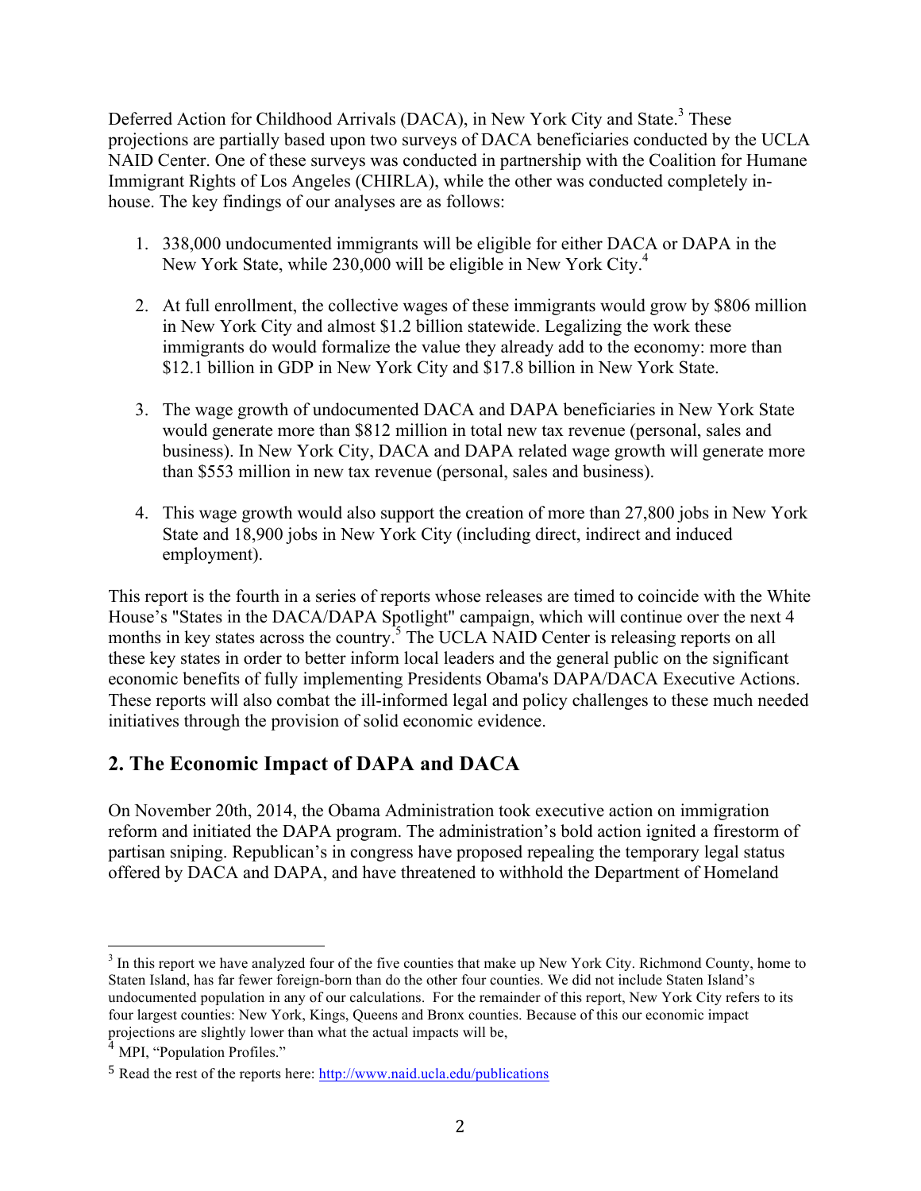Deferred Action for Childhood Arrivals (DACA), in New York City and State.[3] These projections are partially based upon two surveys of DACA beneficiaries conducted by the UCLA NAID Center. One of these surveys was conducted in partnership with the Coalition for Humane Immigrant Rights of Los Angeles (CHIRLA), while the other was conducted completely in-house. The key findings of our analyses are as follows:

1. 338,000 undocumented immigrants will be eligible for either DACA or DAPA in the New York State, while 230,000 will be eligible in New York City.[4]

2. At full enrollment, the collective wages of these immigrants would grow by $806 million in New York City and almost $1.2 billion statewide. Legalizing the work these immigrants do would formalize the value they already add to the economy: more than $12.1 billion in GDP in New York City and $17.8 billion in New York State.

3. The wage growth of undocumented DACA and DAPA beneficiaries in New York State would generate more than $812 million in total new tax revenue (personal, sales and business). In New York City, DACA and DAPA related wage growth will generate more than $553 million in new tax revenue (personal, sales and business).

4. This wage growth would also support the creation of more than 27,800 jobs in New York State and 18,900 jobs in New York City (including direct, indirect and induced employment).

This report is the fourth in a series of reports whose releases are timed to coincide with the White House's "States in the DACA/DAPA Spotlight" campaign, which will continue over the next 4 months in key states across the country.[5] The UCLA NAID Center is releasing reports on all these key states in order to better inform local leaders and the general public on the significant economic benefits of fully implementing Presidents Obama's DAPA/DACA Executive Actions. These reports will also combat the ill-informed legal and policy challenges to these much needed initiatives through the provision of solid economic evidence.

## 2. The Economic Impact of DAPA and DACA

On November 20th, 2014, the Obama Administration took executive action on immigration reform and initiated the DAPA program. The administration's bold action ignited a firestorm of partisan sniping. Republican's in congress have proposed repealing the temporary legal status offered by DACA and DAPA, and have threatened to withhold the Department of Homeland

---

[3] In this report we have analyzed four of the five counties that make up New York City. Richmond County, home to Staten Island, has far fewer foreign-born than do the other four counties. We did not include Staten Island's undocumented population in any of our calculations. For the remainder of this report, New York City refers to its four largest counties: New York, Kings, Queens and Bronx counties. Because of this our economic impact projections are slightly lower than what the actual impacts will be,

[4] MPI, "Population Profiles."

[5] Read the rest of the reports here: http://www.naid.ucla.edu/publications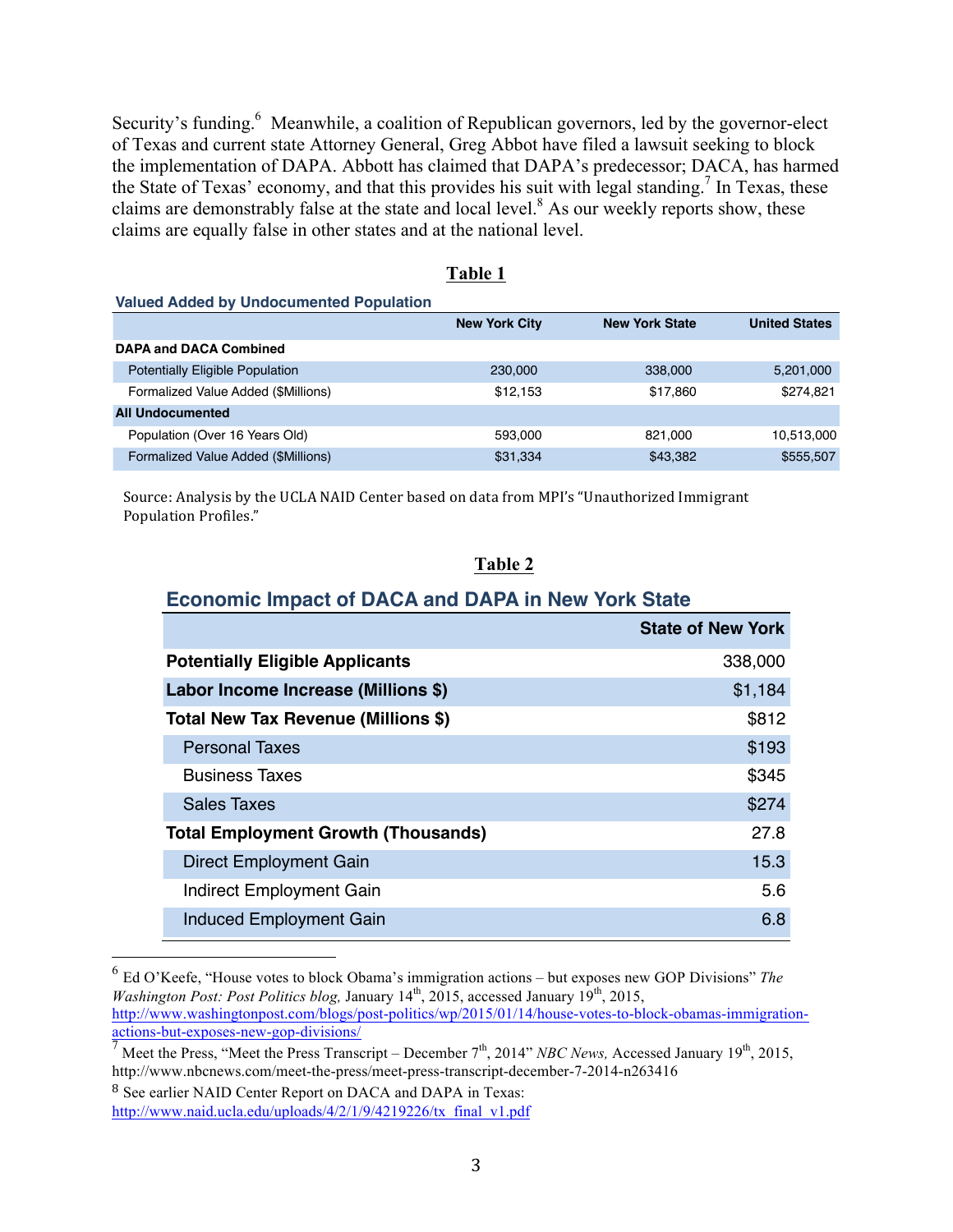Security's funding.[6] Meanwhile, a coalition of Republican governors, led by the governor-elect of Texas and current state Attorney General, Greg Abbot have filed a lawsuit seeking to block the implementation of DAPA. Abbott has claimed that DAPA's predecessor; DACA, has harmed the State of Texas' economy, and that this provides his suit with legal standing.[7] In Texas, these claims are demonstrably false at the state and local level.[8] As our weekly reports show, these claims are equally false in other states and at the national level.

**Table 1**

**Valued Added by Undocumented Population**

| | New York City | New York State | United States |
|---|---|---|---|
| **DAPA and DACA Combined** | | | |
| Potentially Eligible Population | 230,000 | 338,000 | 5,201,000 |
| Formalized Value Added ($Millions) | $12,153 | $17,860 | $274,821 |
| **All Undocumented** | | | |
| Population (Over 16 Years Old) | 593,000 | 821,000 | 10,513,000 |
| Formalized Value Added ($Millions) | $31,334 | $43,382 | $555,507 |

Source: Analysis by the UCLA NAID Center based on data from MPI's "Unauthorized Immigrant Population Profiles."

**Table 2**

**Economic Impact of DACA and DAPA in New York State**

| | State of New York |
|---|---|
| **Potentially Eligible Applicants** | 338,000 |
| **Labor Income Increase (Millions $)** | $1,184 |
| **Total New Tax Revenue (Millions $)** | $812 |
| Personal Taxes | $193 |
| Business Taxes | $345 |
| Sales Taxes | $274 |
| **Total Employment Growth (Thousands)** | 27.8 |
| Direct Employment Gain | 15.3 |
| Indirect Employment Gain | 5.6 |
| Induced Employment Gain | 6.8 |

---

[6] Ed O'Keefe, "House votes to block Obama's immigration actions – but exposes new GOP Divisions" *The Washington Post: Post Politics blog,* January 14th, 2015, accessed January 19th, 2015, http://www.washingtonpost.com/blogs/post-politics/wp/2015/01/14/house-votes-to-block-obamas-immigration-actions-but-exposes-new-gop-divisions/

[7] Meet the Press, "Meet the Press Transcript – December 7th, 2014" *NBC News,* Accessed January 19th, 2015, http://www.nbcnews.com/meet-the-press/meet-press-transcript-december-7-2014-n263416

[8] See earlier NAID Center Report on DACA and DAPA in Texas: http://www.naid.ucla.edu/uploads/4/2/1/9/4219226/tx_final_v1.pdf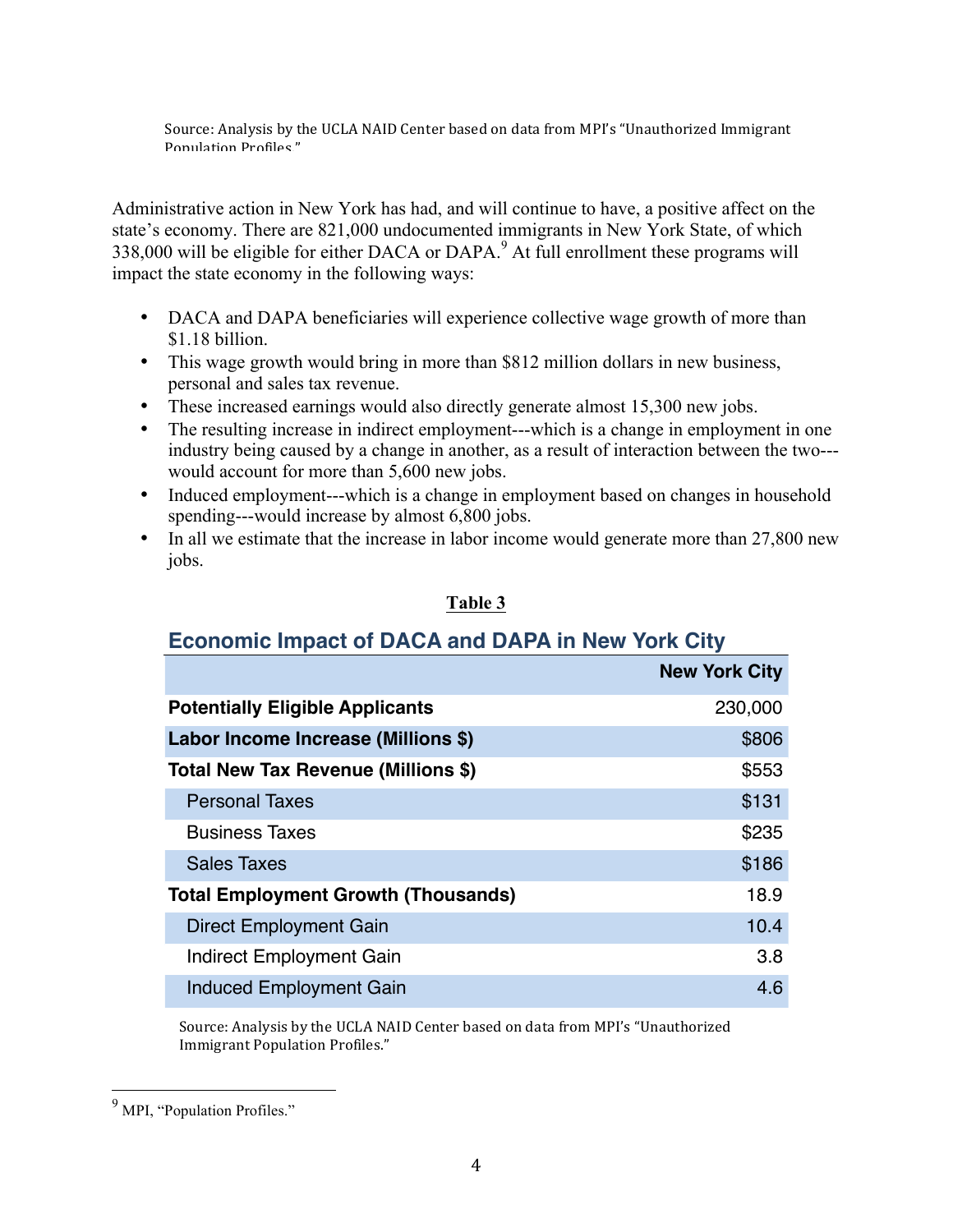Source: Analysis by the UCLA NAID Center based on data from MPI's "Unauthorized Immigrant Population Profiles."

Administrative action in New York has had, and will continue to have, a positive affect on the state's economy. There are 821,000 undocumented immigrants in New York State, of which 338,000 will be eligible for either DACA or DAPA.[9] At full enrollment these programs will impact the state economy in the following ways:

- DACA and DAPA beneficiaries will experience collective wage growth of more than $1.18 billion.
- This wage growth would bring in more than $812 million dollars in new business, personal and sales tax revenue.
- These increased earnings would also directly generate almost 15,300 new jobs.
- The resulting increase in indirect employment---which is a change in employment in one industry being caused by a change in another, as a result of interaction between the two---would account for more than 5,600 new jobs.
- Induced employment---which is a change in employment based on changes in household spending---would increase by almost 6,800 jobs.
- In all we estimate that the increase in labor income would generate more than 27,800 new jobs.

**Table 3**

## Economic Impact of DACA and DAPA in New York City

| | New York City |
|---|---|
| **Potentially Eligible Applicants** | 230,000 |
| **Labor Income Increase (Millions $)** | $806 |
| **Total New Tax Revenue (Millions $)** | $553 |
| Personal Taxes | $131 |
| Business Taxes | $235 |
| Sales Taxes | $186 |
| **Total Employment Growth (Thousands)** | 18.9 |
| Direct Employment Gain | 10.4 |
| Indirect Employment Gain | 3.8 |
| Induced Employment Gain | 4.6 |

Source: Analysis by the UCLA NAID Center based on data from MPI's "Unauthorized Immigrant Population Profiles."

---

[9] MPI, "Population Profiles."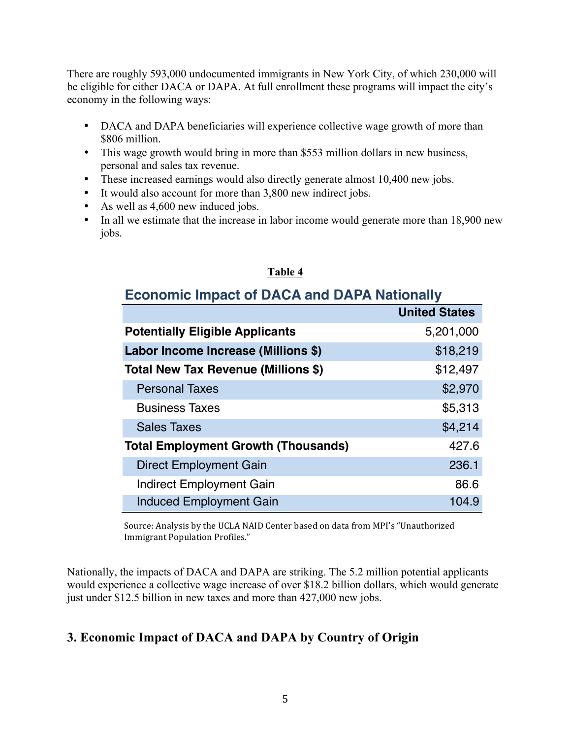There are roughly 593,000 undocumented immigrants in New York City, of which 230,000 will be eligible for either DACA or DAPA. At full enrollment these programs will impact the city's economy in the following ways:

- DACA and DAPA beneficiaries will experience collective wage growth of more than $806 million.
- This wage growth would bring in more than $553 million dollars in new business, personal and sales tax revenue.
- These increased earnings would also directly generate almost 10,400 new jobs.
- It would also account for more than 3,800 new indirect jobs.
- As well as 4,600 new induced jobs.
- In all we estimate that the increase in labor income would generate more than 18,900 new jobs.

**Table 4**

**Economic Impact of DACA and DAPA Nationally**

| | United States |
|---|---|
| **Potentially Eligible Applicants** | 5,201,000 |
| **Labor Income Increase (Millions $)** | $18,219 |
| **Total New Tax Revenue (Millions $)** | $12,497 |
| Personal Taxes | $2,970 |
| Business Taxes | $5,313 |
| Sales Taxes | $4,214 |
| **Total Employment Growth (Thousands)** | 427.6 |
| Direct Employment Gain | 236.1 |
| Indirect Employment Gain | 86.6 |
| Induced Employment Gain | 104.9 |

Source: Analysis by the UCLA NAID Center based on data from MPI's "Unauthorized Immigrant Population Profiles."

Nationally, the impacts of DACA and DAPA are striking. The 5.2 million potential applicants would experience a collective wage increase of over $18.2 billion dollars, which would generate just under $12.5 billion in new taxes and more than 427,000 new jobs.

## 3. Economic Impact of DACA and DAPA by Country of Origin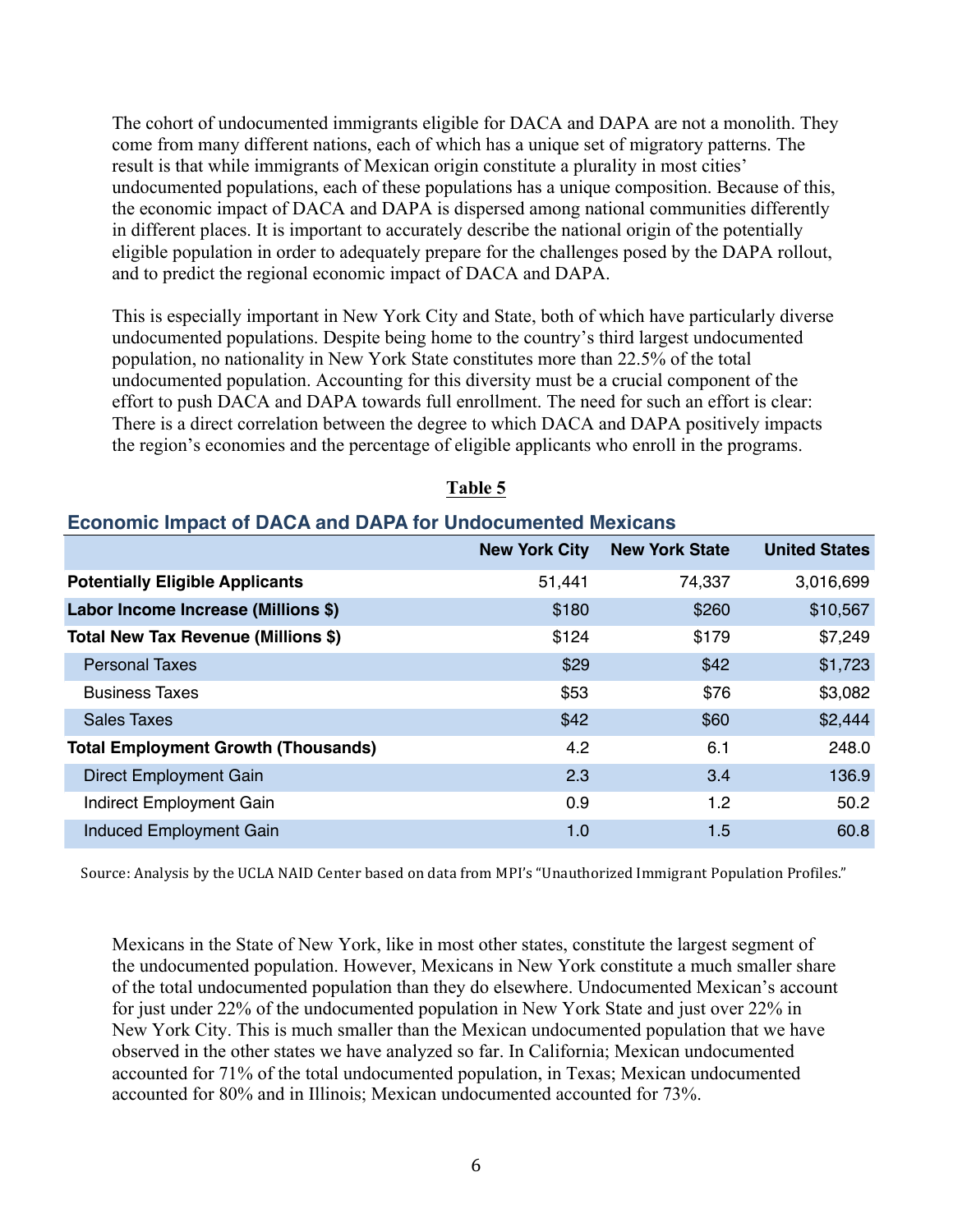The cohort of undocumented immigrants eligible for DACA and DAPA are not a monolith. They come from many different nations, each of which has a unique set of migratory patterns. The result is that while immigrants of Mexican origin constitute a plurality in most cities' undocumented populations, each of these populations has a unique composition. Because of this, the economic impact of DACA and DAPA is dispersed among national communities differently in different places. It is important to accurately describe the national origin of the potentially eligible population in order to adequately prepare for the challenges posed by the DAPA rollout, and to predict the regional economic impact of DACA and DAPA.

This is especially important in New York City and State, both of which have particularly diverse undocumented populations. Despite being home to the country's third largest undocumented population, no nationality in New York State constitutes more than 22.5% of the total undocumented population. Accounting for this diversity must be a crucial component of the effort to push DACA and DAPA towards full enrollment. The need for such an effort is clear: There is a direct correlation between the degree to which DACA and DAPA positively impacts the region's economies and the percentage of eligible applicants who enroll in the programs.

**Table 5**

**Economic Impact of DACA and DAPA for Undocumented Mexicans**

| | New York City | New York State | United States |
|---|---|---|---|
| **Potentially Eligible Applicants** | 51,441 | 74,337 | 3,016,699 |
| **Labor Income Increase (Millions $)** | $180 | $260 | $10,567 |
| **Total New Tax Revenue (Millions $)** | $124 | $179 | $7,249 |
| Personal Taxes | $29 | $42 | $1,723 |
| Business Taxes | $53 | $76 | $3,082 |
| Sales Taxes | $42 | $60 | $2,444 |
| **Total Employment Growth (Thousands)** | 4.2 | 6.1 | 248.0 |
| Direct Employment Gain | 2.3 | 3.4 | 136.9 |
| Indirect Employment Gain | 0.9 | 1.2 | 50.2 |
| Induced Employment Gain | 1.0 | 1.5 | 60.8 |

Source: Analysis by the UCLA NAID Center based on data from MPI's "Unauthorized Immigrant Population Profiles."

Mexicans in the State of New York, like in most other states, constitute the largest segment of the undocumented population. However, Mexicans in New York constitute a much smaller share of the total undocumented population than they do elsewhere. Undocumented Mexican's account for just under 22% of the undocumented population in New York State and just over 22% in New York City. This is much smaller than the Mexican undocumented population that we have observed in the other states we have analyzed so far. In California; Mexican undocumented accounted for 71% of the total undocumented population, in Texas; Mexican undocumented accounted for 80% and in Illinois; Mexican undocumented accounted for 73%.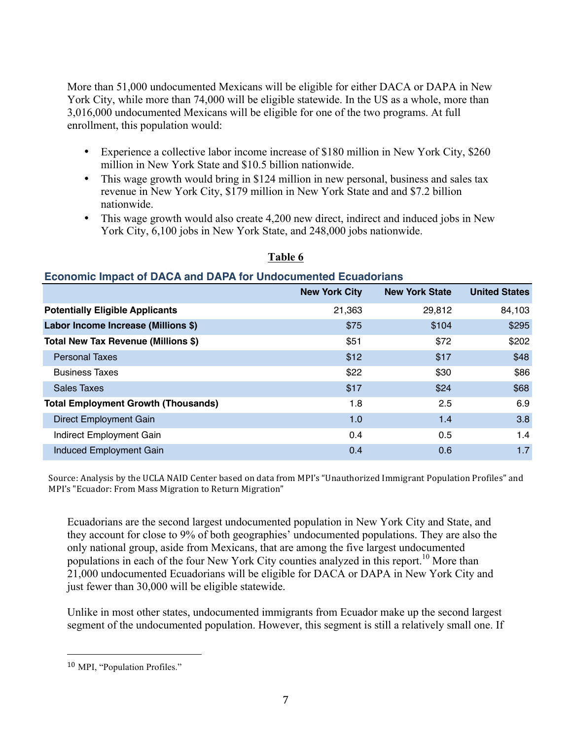More than 51,000 undocumented Mexicans will be eligible for either DACA or DAPA in New York City, while more than 74,000 will be eligible statewide. In the US as a whole, more than 3,016,000 undocumented Mexicans will be eligible for one of the two programs. At full enrollment, this population would:

- Experience a collective labor income increase of $180 million in New York City, $260 million in New York State and $10.5 billion nationwide.
- This wage growth would bring in $124 million in new personal, business and sales tax revenue in New York City, $179 million in New York State and and $7.2 billion nationwide.
- This wage growth would also create 4,200 new direct, indirect and induced jobs in New York City, 6,100 jobs in New York State, and 248,000 jobs nationwide.

**Table 6**

**Economic Impact of DACA and DAPA for Undocumented Ecuadorians**

| | New York City | New York State | United States |
|---|---|---|---|
| **Potentially Eligible Applicants** | 21,363 | 29,812 | 84,103 |
| **Labor Income Increase (Millions $)** | $75 | $104 | $295 |
| **Total New Tax Revenue (Millions $)** | $51 | $72 | $202 |
| Personal Taxes | $12 | $17 | $48 |
| Business Taxes | $22 | $30 | $86 |
| Sales Taxes | $17 | $24 | $68 |
| **Total Employment Growth (Thousands)** | 1.8 | 2.5 | 6.9 |
| Direct Employment Gain | 1.0 | 1.4 | 3.8 |
| Indirect Employment Gain | 0.4 | 0.5 | 1.4 |
| Induced Employment Gain | 0.4 | 0.6 | 1.7 |

Source: Analysis by the UCLA NAID Center based on data from MPI's "Unauthorized Immigrant Population Profiles" and MPI's "Ecuador: From Mass Migration to Return Migration"

Ecuadorians are the second largest undocumented population in New York City and State, and they account for close to 9% of both geographies' undocumented populations. They are also the only national group, aside from Mexicans, that are among the five largest undocumented populations in each of the four New York City counties analyzed in this report.[10] More than 21,000 undocumented Ecuadorians will be eligible for DACA or DAPA in New York City and just fewer than 30,000 will be eligible statewide.

Unlike in most other states, undocumented immigrants from Ecuador make up the second largest segment of the undocumented population. However, this segment is still a relatively small one. If

[10] MPI, "Population Profiles."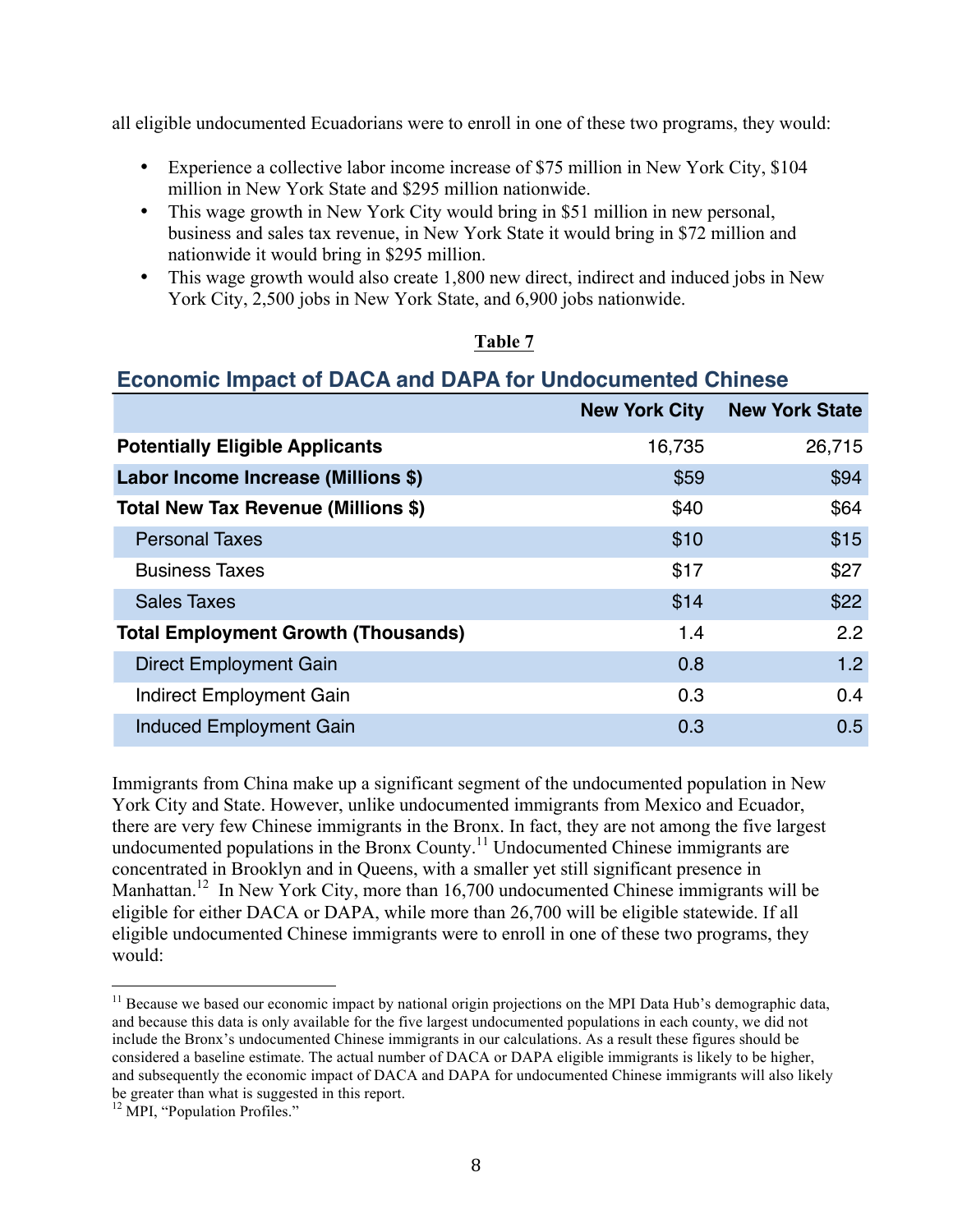all eligible undocumented Ecuadorians were to enroll in one of these two programs, they would:

- Experience a collective labor income increase of $75 million in New York City, $104 million in New York State and $295 million nationwide.
- This wage growth in New York City would bring in $51 million in new personal, business and sales tax revenue, in New York State it would bring in $72 million and nationwide it would bring in $295 million.
- This wage growth would also create 1,800 new direct, indirect and induced jobs in New York City, 2,500 jobs in New York State, and 6,900 jobs nationwide.

**Table 7**

## Economic Impact of DACA and DAPA for Undocumented Chinese

| | New York City | New York State |
|---|---|---|
| **Potentially Eligible Applicants** | 16,735 | 26,715 |
| **Labor Income Increase (Millions $)** | $59 | $94 |
| **Total New Tax Revenue (Millions $)** | $40 | $64 |
| Personal Taxes | $10 | $15 |
| Business Taxes | $17 | $27 |
| Sales Taxes | $14 | $22 |
| **Total Employment Growth (Thousands)** | 1.4 | 2.2 |
| Direct Employment Gain | 0.8 | 1.2 |
| Indirect Employment Gain | 0.3 | 0.4 |
| Induced Employment Gain | 0.3 | 0.5 |

Immigrants from China make up a significant segment of the undocumented population in New York City and State. However, unlike undocumented immigrants from Mexico and Ecuador, there are very few Chinese immigrants in the Bronx. In fact, they are not among the five largest undocumented populations in the Bronx County.[11] Undocumented Chinese immigrants are concentrated in Brooklyn and in Queens, with a smaller yet still significant presence in Manhattan.[12] In New York City, more than 16,700 undocumented Chinese immigrants will be eligible for either DACA or DAPA, while more than 26,700 will be eligible statewide. If all eligible undocumented Chinese immigrants were to enroll in one of these two programs, they would:

---

[11] Because we based our economic impact by national origin projections on the MPI Data Hub's demographic data, and because this data is only available for the five largest undocumented populations in each county, we did not include the Bronx's undocumented Chinese immigrants in our calculations. As a result these figures should be considered a baseline estimate. The actual number of DACA or DAPA eligible immigrants is likely to be higher, and subsequently the economic impact of DACA and DAPA for undocumented Chinese immigrants will also likely be greater than what is suggested in this report.

[12] MPI, "Population Profiles."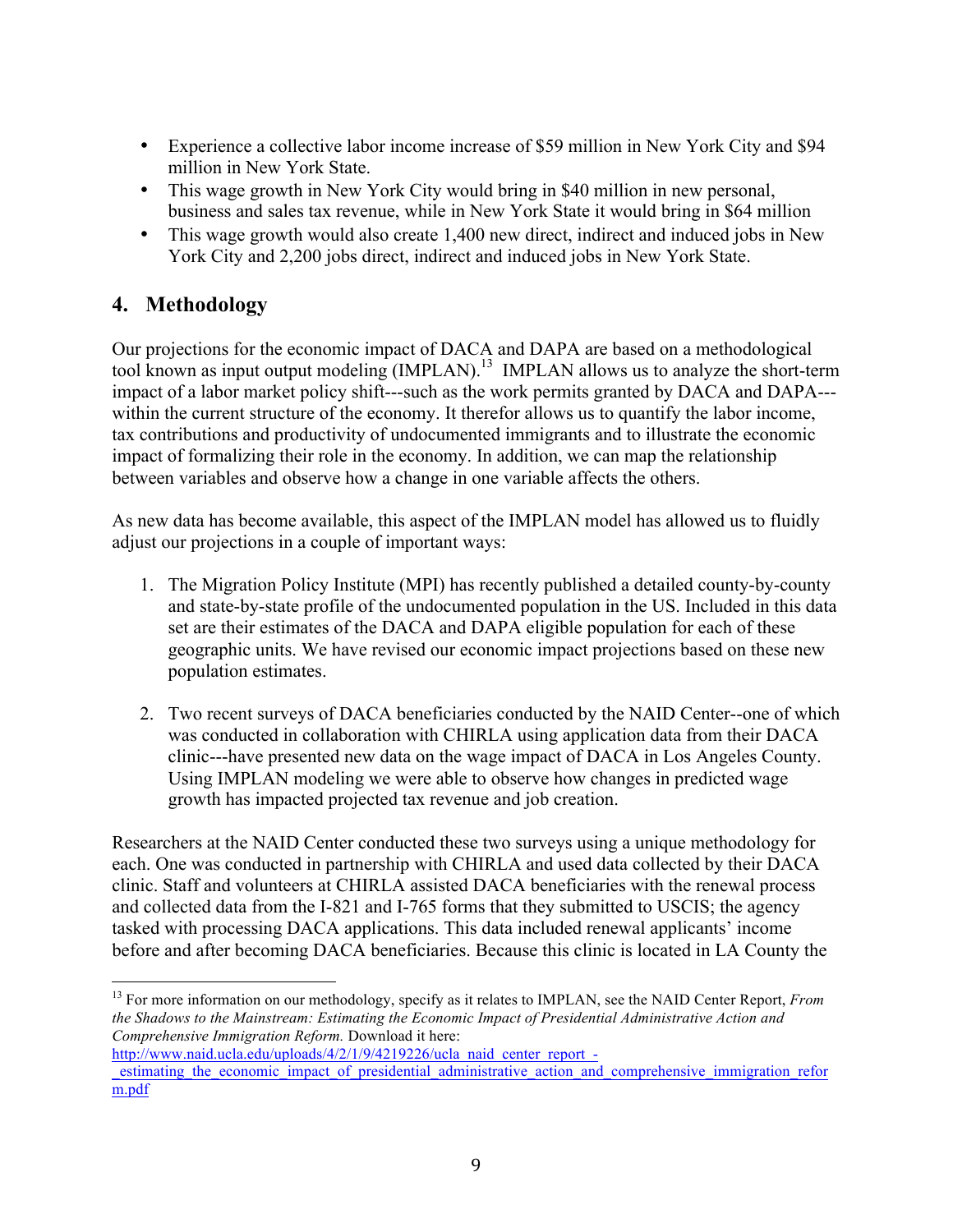- Experience a collective labor income increase of $59 million in New York City and $94 million in New York State.
- This wage growth in New York City would bring in $40 million in new personal, business and sales tax revenue, while in New York State it would bring in $64 million
- This wage growth would also create 1,400 new direct, indirect and induced jobs in New York City and 2,200 jobs direct, indirect and induced jobs in New York State.

## 4. Methodology

Our projections for the economic impact of DACA and DAPA are based on a methodological tool known as input output modeling (IMPLAN).[13] IMPLAN allows us to analyze the short-term impact of a labor market policy shift---such as the work permits granted by DACA and DAPA---within the current structure of the economy. It therefor allows us to quantify the labor income, tax contributions and productivity of undocumented immigrants and to illustrate the economic impact of formalizing their role in the economy. In addition, we can map the relationship between variables and observe how a change in one variable affects the others.

As new data has become available, this aspect of the IMPLAN model has allowed us to fluidly adjust our projections in a couple of important ways:

1. The Migration Policy Institute (MPI) has recently published a detailed county-by-county and state-by-state profile of the undocumented population in the US. Included in this data set are their estimates of the DACA and DAPA eligible population for each of these geographic units. We have revised our economic impact projections based on these new population estimates.

2. Two recent surveys of DACA beneficiaries conducted by the NAID Center--one of which was conducted in collaboration with CHIRLA using application data from their DACA clinic---have presented new data on the wage impact of DACA in Los Angeles County. Using IMPLAN modeling we were able to observe how changes in predicted wage growth has impacted projected tax revenue and job creation.

Researchers at the NAID Center conducted these two surveys using a unique methodology for each. One was conducted in partnership with CHIRLA and used data collected by their DACA clinic. Staff and volunteers at CHIRLA assisted DACA beneficiaries with the renewal process and collected data from the I-821 and I-765 forms that they submitted to USCIS; the agency tasked with processing DACA applications. This data included renewal applicants' income before and after becoming DACA beneficiaries. Because this clinic is located in LA County the

---

[13] For more information on our methodology, specify as it relates to IMPLAN, see the NAID Center Report, *From the Shadows to the Mainstream: Estimating the Economic Impact of Presidential Administrative Action and Comprehensive Immigration Reform.* Download it here: http://www.naid.ucla.edu/uploads/4/2/1/9/4219226/ucla_naid_center_report_-_estimating_the_economic_impact_of_presidential_administrative_action_and_comprehensive_immigration_reform.pdf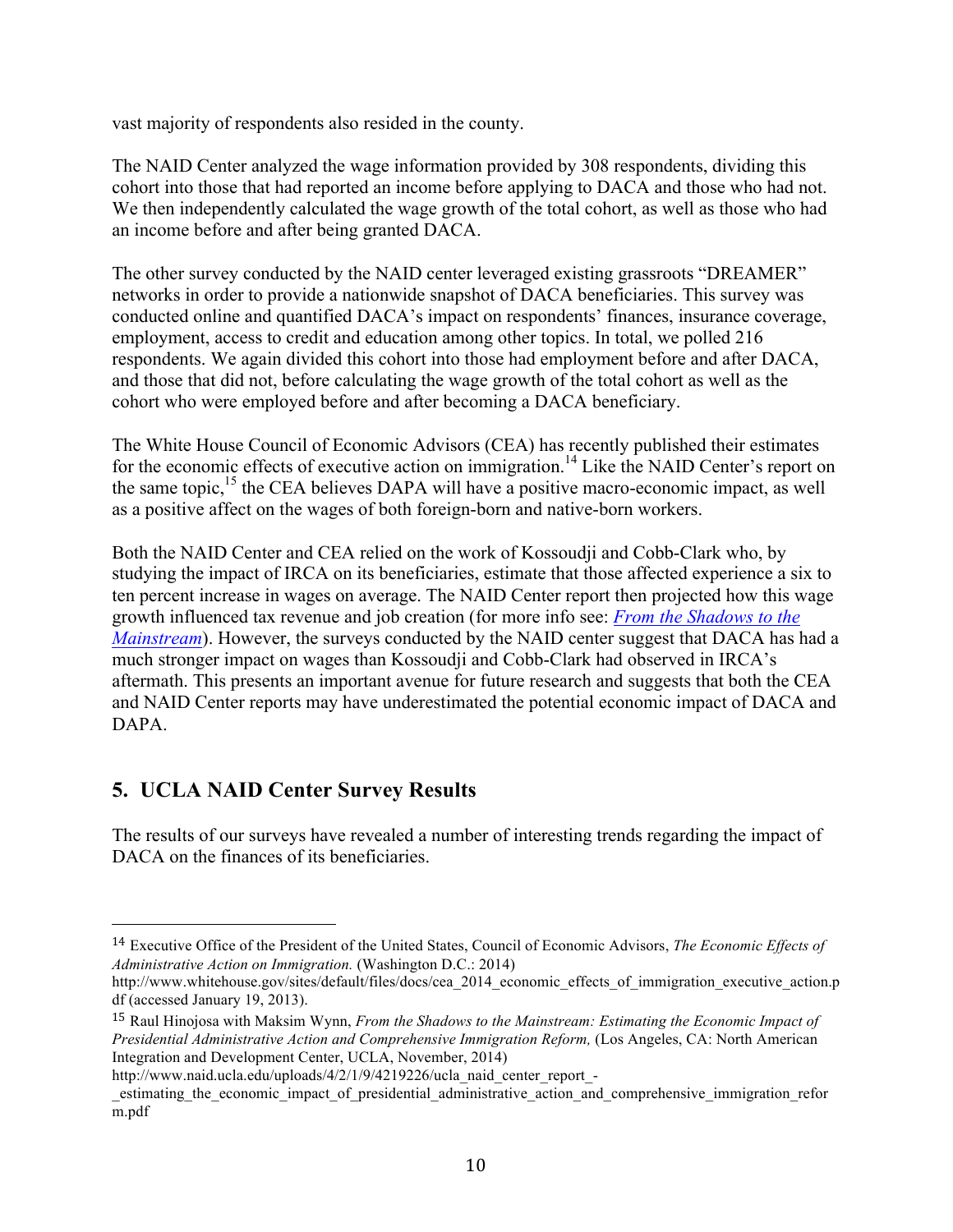vast majority of respondents also resided in the county.

The NAID Center analyzed the wage information provided by 308 respondents, dividing this cohort into those that had reported an income before applying to DACA and those who had not. We then independently calculated the wage growth of the total cohort, as well as those who had an income before and after being granted DACA.

The other survey conducted by the NAID center leveraged existing grassroots "DREAMER" networks in order to provide a nationwide snapshot of DACA beneficiaries. This survey was conducted online and quantified DACA's impact on respondents' finances, insurance coverage, employment, access to credit and education among other topics. In total, we polled 216 respondents. We again divided this cohort into those had employment before and after DACA, and those that did not, before calculating the wage growth of the total cohort as well as the cohort who were employed before and after becoming a DACA beneficiary.

The White House Council of Economic Advisors (CEA) has recently published their estimates for the economic effects of executive action on immigration.[14] Like the NAID Center's report on the same topic,[15] the CEA believes DAPA will have a positive macro-economic impact, as well as a positive affect on the wages of both foreign-born and native-born workers.

Both the NAID Center and CEA relied on the work of Kossoudji and Cobb-Clark who, by studying the impact of IRCA on its beneficiaries, estimate that those affected experience a six to ten percent increase in wages on average. The NAID Center report then projected how this wage growth influenced tax revenue and job creation (for more info see: *From the Shadows to the Mainstream*). However, the surveys conducted by the NAID center suggest that DACA has had a much stronger impact on wages than Kossoudji and Cobb-Clark had observed in IRCA's aftermath. This presents an important avenue for future research and suggests that both the CEA and NAID Center reports may have underestimated the potential economic impact of DACA and DAPA.

## 5. UCLA NAID Center Survey Results

The results of our surveys have revealed a number of interesting trends regarding the impact of DACA on the finances of its beneficiaries.

---

[14] Executive Office of the President of the United States, Council of Economic Advisors, *The Economic Effects of Administrative Action on Immigration.* (Washington D.C.: 2014) http://www.whitehouse.gov/sites/default/files/docs/cea_2014_economic_effects_of_immigration_executive_action.pdf (accessed January 19, 2013).

[15] Raul Hinojosa with Maksim Wynn, *From the Shadows to the Mainstream: Estimating the Economic Impact of Presidential Administrative Action and Comprehensive Immigration Reform,* (Los Angeles, CA: North American Integration and Development Center, UCLA, November, 2014) http://www.naid.ucla.edu/uploads/4/2/1/9/4219226/ucla_naid_center_report_-_estimating_the_economic_impact_of_presidential_administrative_action_and_comprehensive_immigration_reform.pdf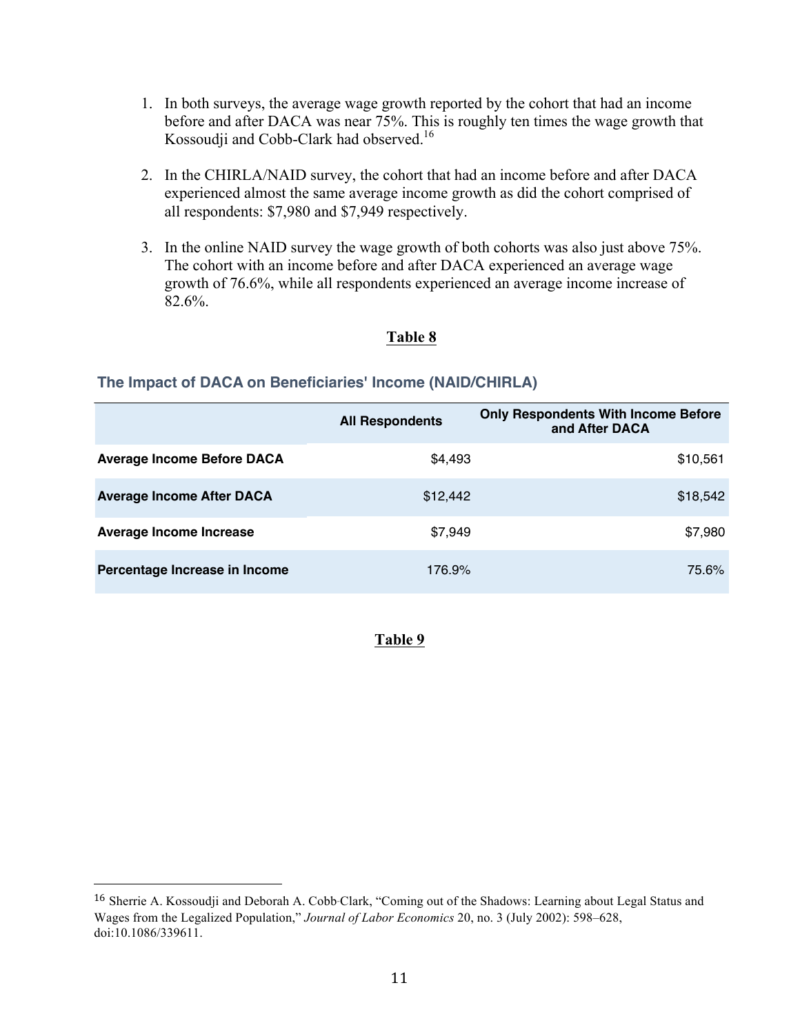1. In both surveys, the average wage growth reported by the cohort that had an income before and after DACA was near 75%. This is roughly ten times the wage growth that Kossoudji and Cobb-Clark had observed.[16]

2. In the CHIRLA/NAID survey, the cohort that had an income before and after DACA experienced almost the same average income growth as did the cohort comprised of all respondents: $7,980 and $7,949 respectively.

3. In the online NAID survey the wage growth of both cohorts was also just above 75%. The cohort with an income before and after DACA experienced an average wage growth of 76.6%, while all respondents experienced an average income increase of 82.6%.

**Table 8**

**The Impact of DACA on Beneficiaries' Income (NAID/CHIRLA)**

| | All Respondents | Only Respondents With Income Before and After DACA |
|---|---|---|
| **Average Income Before DACA** | $4,493 | $10,561 |
| **Average Income After DACA** | $12,442 | $18,542 |
| **Average Income Increase** | $7,949 | $7,980 |
| **Percentage Increase in Income** | 176.9% | 75.6% |

**Table 9**

---

[16] Sherrie A. Kossoudji and Deborah A. Cobb-Clark, "Coming out of the Shadows: Learning about Legal Status and Wages from the Legalized Population," *Journal of Labor Economics* 20, no. 3 (July 2002): 598–628, doi:10.1086/339611.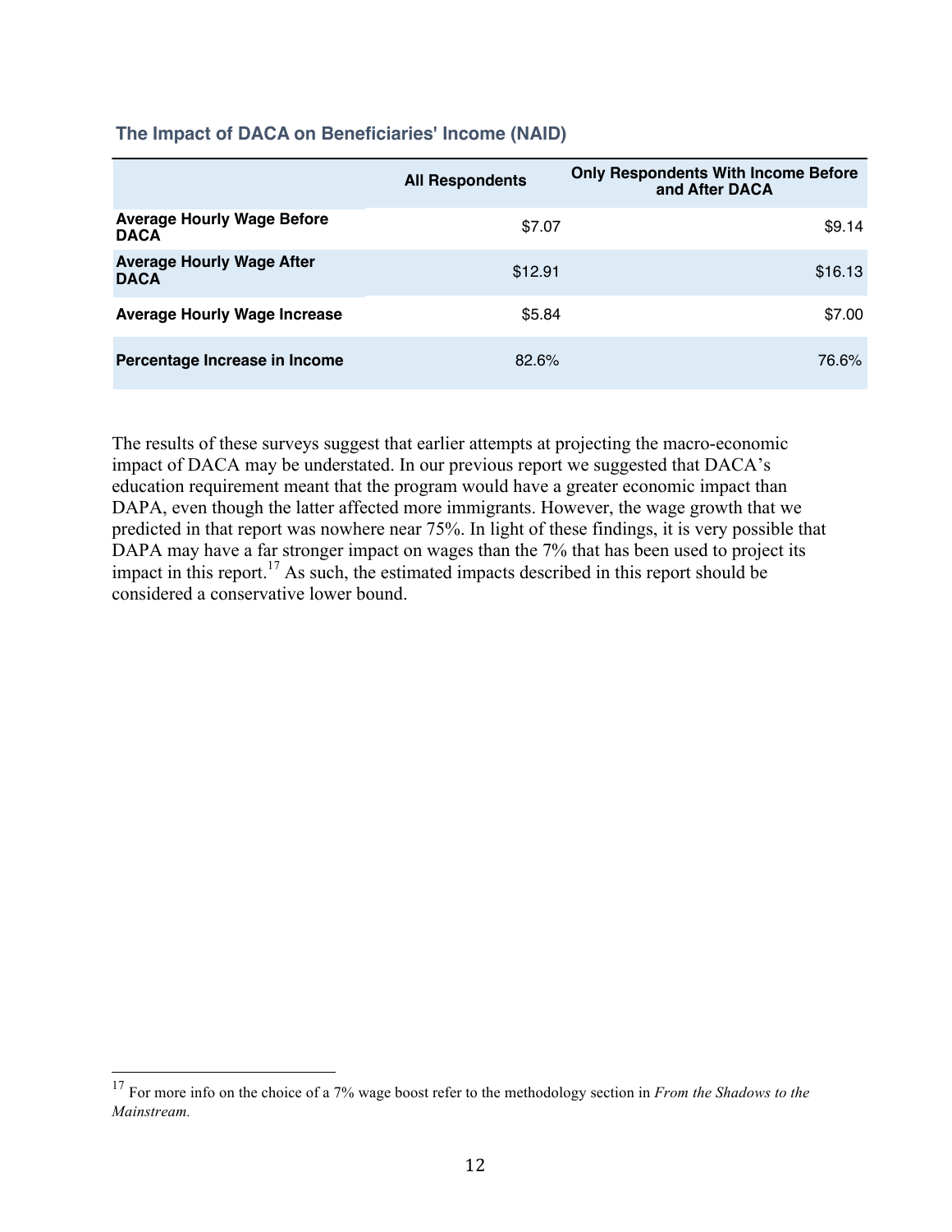### The Impact of DACA on Beneficiaries' Income (NAID)

| | All Respondents | Only Respondents With Income Before and After DACA |
|---|---|---|
| **Average Hourly Wage Before DACA** | $7.07 | $9.14 |
| **Average Hourly Wage After DACA** | $12.91 | $16.13 |
| **Average Hourly Wage Increase** | $5.84 | $7.00 |
| **Percentage Increase in Income** | 82.6% | 76.6% |

The results of these surveys suggest that earlier attempts at projecting the macro-economic impact of DACA may be understated. In our previous report we suggested that DACA's education requirement meant that the program would have a greater economic impact than DAPA, even though the latter affected more immigrants. However, the wage growth that we predicted in that report was nowhere near 75%. In light of these findings, it is very possible that DAPA may have a far stronger impact on wages than the 7% that has been used to project its impact in this report.[17] As such, the estimated impacts described in this report should be considered a conservative lower bound.

---

[17] For more info on the choice of a 7% wage boost refer to the methodology section in *From the Shadows to the Mainstream.*